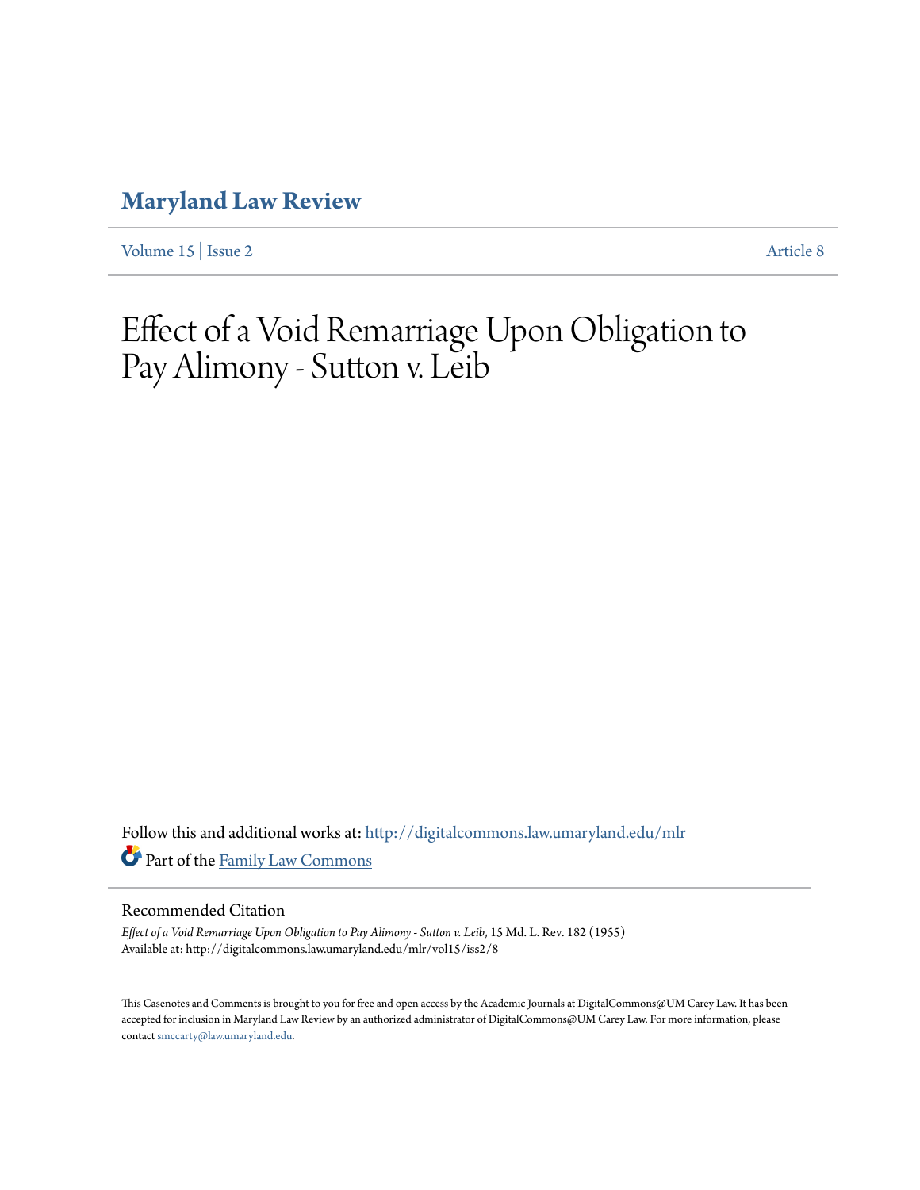# Maryland Law Review

Volume 15 | Issue 2 Article 8

# Effect of a Void Remarriage Upon Obligation to Pay Alimony - Sutton v. Leib

Follow this and additional works at: http://digitalcommons.law.umaryland.edu/mlr

Part of the Family Law Commons

## Recommended Citation

*Effect of a Void Remarriage Upon Obligation to Pay Alimony - Sutton v. Leib*, 15 Md. L. Rev. 182 (1955)
Available at: http://digitalcommons.law.umaryland.edu/mlr/vol15/iss2/8

This Casenotes and Comments is brought to you for free and open access by the Academic Journals at DigitalCommons@UM Carey Law. It has been accepted for inclusion in Maryland Law Review by an authorized administrator of DigitalCommons@UM Carey Law. For more information, please contact smccarty@law.umaryland.edu.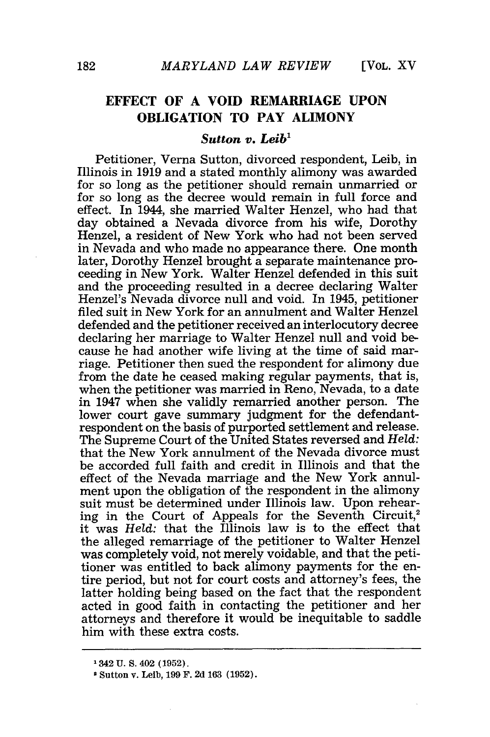## EFFECT OF A VOID REMARRIAGE UPON OBLIGATION TO PAY ALIMONY

### *Sutton v. Leib*[1]

Petitioner, Verna Sutton, divorced respondent, Leib, in Illinois in 1919 and a stated monthly alimony was awarded for so long as the petitioner should remain unmarried or for so long as the decree would remain in full force and effect. In 1944, she married Walter Henzel, who had that day obtained a Nevada divorce from his wife, Dorothy Henzel, a resident of New York who had not been served in Nevada and who made no appearance there. One month later, Dorothy Henzel brought a separate maintenance proceeding in New York. Walter Henzel defended in this suit and the proceeding resulted in a decree declaring Walter Henzel's Nevada divorce null and void. In 1945, petitioner filed suit in New York for an annulment and Walter Henzel defended and the petitioner received an interlocutory decree declaring her marriage to Walter Henzel null and void because he had another wife living at the time of said marriage. Petitioner then sued the respondent for alimony due from the date he ceased making regular payments, that is, when the petitioner was married in Reno, Nevada, to a date in 1947 when she validly remarried another person. The lower court gave summary judgment for the defendant-respondent on the basis of purported settlement and release. The Supreme Court of the United States reversed and *Held:* that the New York annulment of the Nevada divorce must be accorded full faith and credit in Illinois and that the effect of the Nevada marriage and the New York annulment upon the obligation of the respondent in the alimony suit must be determined under Illinois law. Upon rehearing in the Court of Appeals for the Seventh Circuit,[2] it was *Held:* that the Illinois law is to the effect that the alleged remarriage of the petitioner to Walter Henzel was completely void, not merely voidable, and that the petitioner was entitled to back alimony payments for the entire period, but not for court costs and attorney's fees, the latter holding being based on the fact that the respondent acted in good faith in contacting the petitioner and her attorneys and therefore it would be inequitable to saddle him with these extra costs.

---

[1] 342 U. S. 402 (1952).

[2] Sutton v. Leib, 199 F. 2d 163 (1952).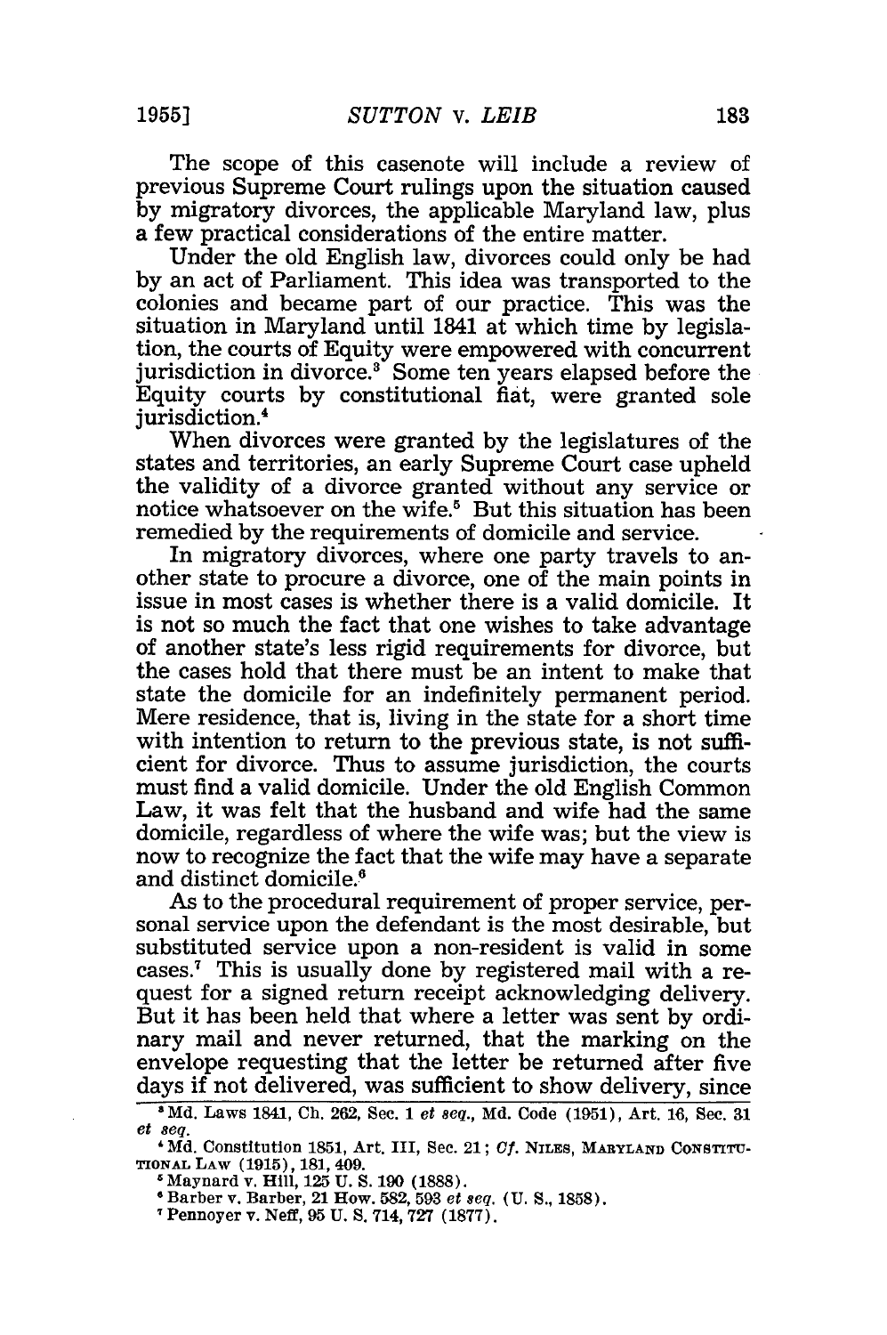The scope of this casenote will include a review of previous Supreme Court rulings upon the situation caused by migratory divorces, the applicable Maryland law, plus a few practical considerations of the entire matter.

Under the old English law, divorces could only be had by an act of Parliament. This idea was transported to the colonies and became part of our practice. This was the situation in Maryland until 1841 at which time by legislation, the courts of Equity were empowered with concurrent jurisdiction in divorce.[3] Some ten years elapsed before the Equity courts by constitutional fiat, were granted sole jurisdiction.[4]

When divorces were granted by the legislatures of the states and territories, an early Supreme Court case upheld the validity of a divorce granted without any service or notice whatsoever on the wife.[5] But this situation has been remedied by the requirements of domicile and service.

In migratory divorces, where one party travels to another state to procure a divorce, one of the main points in issue in most cases is whether there is a valid domicile. It is not so much the fact that one wishes to take advantage of another state's less rigid requirements for divorce, but the cases hold that there must be an intent to make that state the domicile for an indefinitely permanent period. Mere residence, that is, living in the state for a short time with intention to return to the previous state, is not sufficient for divorce. Thus to assume jurisdiction, the courts must find a valid domicile. Under the old English Common Law, it was felt that the husband and wife had the same domicile, regardless of where the wife was; but the view is now to recognize the fact that the wife may have a separate and distinct domicile.[6]

As to the procedural requirement of proper service, personal service upon the defendant is the most desirable, but substituted service upon a non-resident is valid in some cases.[7] This is usually done by registered mail with a request for a signed return receipt acknowledging delivery. But it has been held that where a letter was sent by ordinary mail and never returned, that the marking on the envelope requesting that the letter be returned after five days if not delivered, was sufficient to show delivery, since

---

[3] Md. Laws 1841, Ch. 262, Sec. 1 *et seq.*, Md. Code (1951), Art. 16, Sec. 31 *et seq.*

[4] Md. Constitution 1851, Art. III, Sec. 21; *Cf.* NILES, MARYLAND CONSTITUTIONAL LAW (1915), 181, 409.

[5] Maynard v. Hill, 125 U. S. 190 (1888).

[6] Barber v. Barber, 21 How. 582, 593 *et seq.* (U. S., 1858).

[7] Pennoyer v. Neff, 95 U. S. 714, 727 (1877).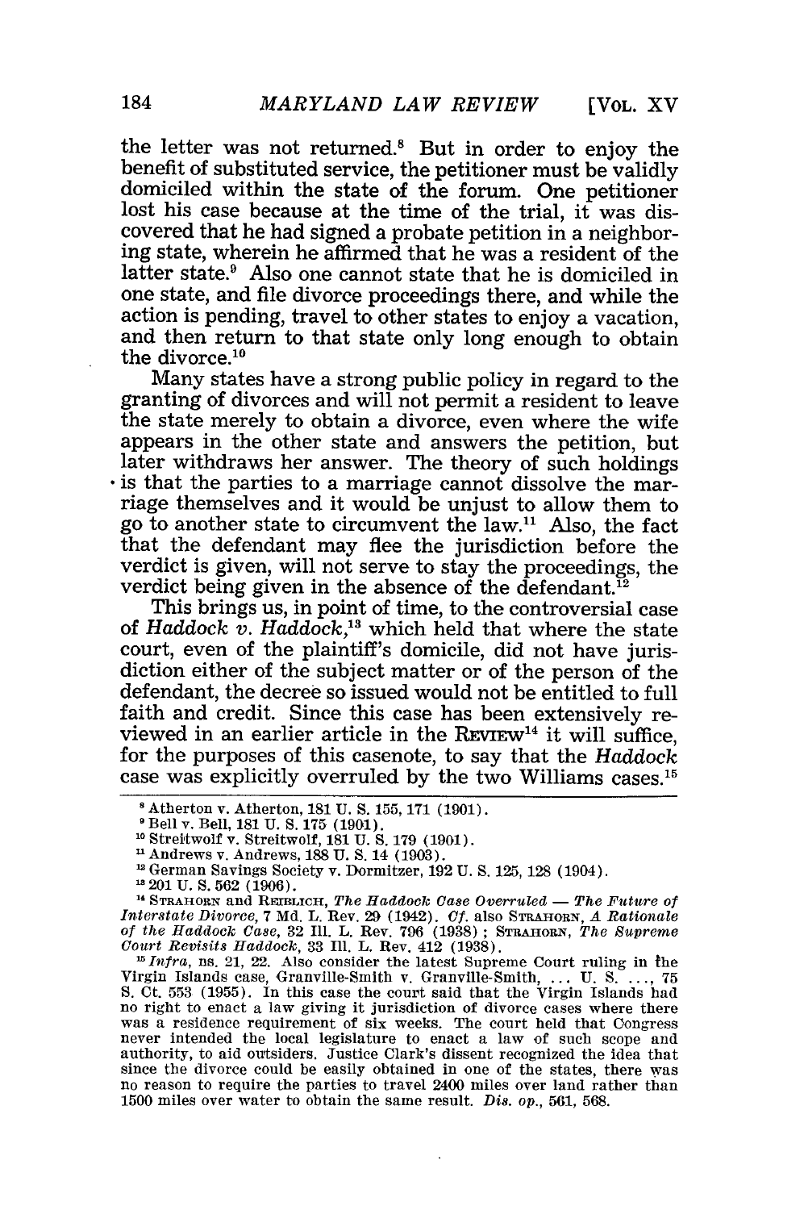the letter was not returned.[8] But in order to enjoy the benefit of substituted service, the petitioner must be validly domiciled within the state of the forum. One petitioner lost his case because at the time of the trial, it was discovered that he had signed a probate petition in a neighboring state, wherein he affirmed that he was a resident of the latter state.[9] Also one cannot state that he is domiciled in one state, and file divorce proceedings there, and while the action is pending, travel to other states to enjoy a vacation, and then return to that state only long enough to obtain the divorce.[10]

Many states have a strong public policy in regard to the granting of divorces and will not permit a resident to leave the state merely to obtain a divorce, even where the wife appears in the other state and answers the petition, but later withdraws her answer. The theory of such holdings is that the parties to a marriage cannot dissolve the marriage themselves and it would be unjust to allow them to go to another state to circumvent the law.[11] Also, the fact that the defendant may flee the jurisdiction before the verdict is given, will not serve to stay the proceedings, the verdict being given in the absence of the defendant.[12]

This brings us, in point of time, to the controversial case of *Haddock v. Haddock*,[13] which held that where the state court, even of the plaintiff's domicile, did not have jurisdiction either of the subject matter or of the person of the defendant, the decree so issued would not be entitled to full faith and credit. Since this case has been extensively reviewed in an earlier article in the REVIEW[14] it will suffice, for the purposes of this casenote, to say that the *Haddock* case was explicitly overruled by the two Williams cases.[15]

---

[8] Atherton v. Atherton, 181 U. S. 155, 171 (1901).

[9] Bell v. Bell, 181 U. S. 175 (1901).

[10] Streitwolf v. Streitwolf, 181 U. S. 179 (1901).

[11] Andrews v. Andrews, 188 U. S. 14 (1903).

[12] German Savings Society v. Dormitzer, 192 U. S. 125, 128 (1904).

[13] 201 U. S. 562 (1906).

[14] STRAHORN and REIBLICH, *The Haddock Case Overruled — The Future of Interstate Divorce*, 7 Md. L. Rev. 29 (1942). *Cf.* also STRAHORN, *A Rationale of the Haddock Case*, 32 Ill. L. Rev. 796 (1938); STRAHORN, *The Supreme Court Revisits Haddock*, 33 Ill. L. Rev. 412 (1938).

[15] *Infra*, ns. 21, 22. Also consider the latest Supreme Court ruling in the Virgin Islands case, Granville-Smith v. Granville-Smith, ... U. S. ..., 75 S. Ct. 553 (1955). In this case the court said that the Virgin Islands had no right to enact a law giving it jurisdiction of divorce cases where there was a residence requirement of six weeks. The court held that Congress never intended the local legislature to enact a law of such scope and authority, to aid outsiders. Justice Clark's dissent recognized the idea that since the divorce could be easily obtained in one of the states, there was no reason to require the parties to travel 2400 miles over land rather than 1500 miles over water to obtain the same result. *Dis. op.*, 561, 568.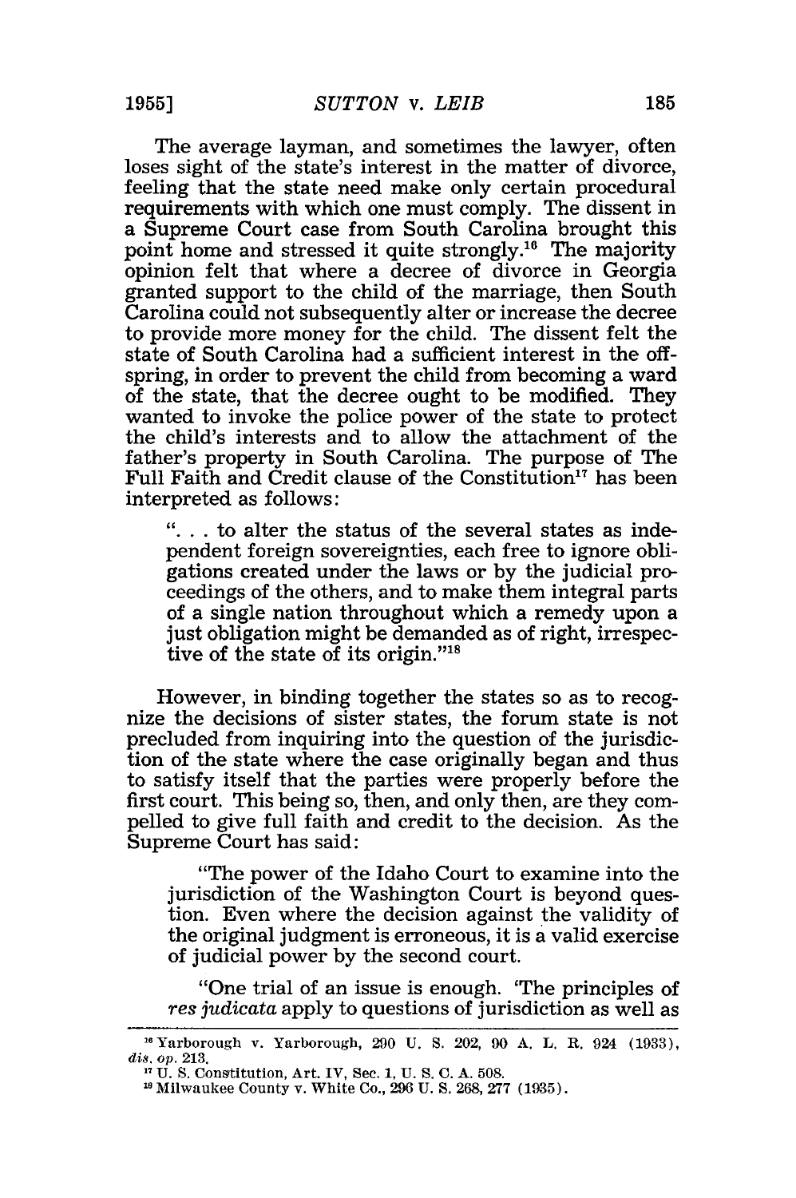The average layman, and sometimes the lawyer, often loses sight of the state's interest in the matter of divorce, feeling that the state need make only certain procedural requirements with which one must comply. The dissent in a Supreme Court case from South Carolina brought this point home and stressed it quite strongly.[16] The majority opinion felt that where a decree of divorce in Georgia granted support to the child of the marriage, then South Carolina could not subsequently alter or increase the decree to provide more money for the child. The dissent felt the state of South Carolina had a sufficient interest in the offspring, in order to prevent the child from becoming a ward of the state, that the decree ought to be modified. They wanted to invoke the police power of the state to protect the child's interests and to allow the attachment of the father's property in South Carolina. The purpose of The Full Faith and Credit clause of the Constitution[17] has been interpreted as follows:

> ". . . to alter the status of the several states as independent foreign sovereignties, each free to ignore obligations created under the laws or by the judicial proceedings of the others, and to make them integral parts of a single nation throughout which a remedy upon a just obligation might be demanded as of right, irrespective of the state of its origin."[18]

However, in binding together the states so as to recognize the decisions of sister states, the forum state is not precluded from inquiring into the question of the jurisdiction of the state where the case originally began and thus to satisfy itself that the parties were properly before the first court. This being so, then, and only then, are they compelled to give full faith and credit to the decision. As the Supreme Court has said:

> "The power of the Idaho Court to examine into the jurisdiction of the Washington Court is beyond question. Even where the decision against the validity of the original judgment is erroneous, it is a valid exercise of judicial power by the second court.
>
> "One trial of an issue is enough. 'The principles of *res judicata* apply to questions of jurisdiction as well as

---

[16] Yarborough v. Yarborough, 290 U. S. 202, 90 A. L. R. 924 (1933), *dis. op.* 213.

[17] U. S. Constitution, Art. IV, Sec. 1, U. S. C. A. 508.

[18] Milwaukee County v. White Co., 296 U. S. 268, 277 (1935).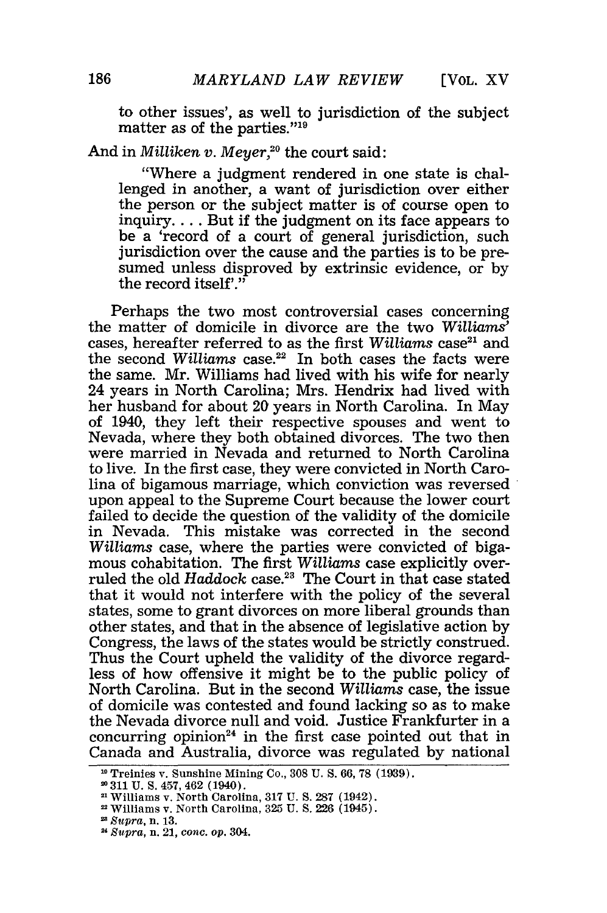to other issues', as well to jurisdiction of the subject matter as of the parties."[19]

And in *Milliken v. Meyer*,[20] the court said:

> "Where a judgment rendered in one state is challenged in another, a want of jurisdiction over either the person or the subject matter is of course open to inquiry. . . . But if the judgment on its face appears to be a 'record of a court of general jurisdiction, such jurisdiction over the cause and the parties is to be presumed unless disproved by extrinsic evidence, or by the record itself'."

Perhaps the two most controversial cases concerning the matter of domicile in divorce are the two *Williams'* cases, hereafter referred to as the first *Williams* case[21] and the second *Williams* case.[22] In both cases the facts were the same. Mr. Williams had lived with his wife for nearly 24 years in North Carolina; Mrs. Hendrix had lived with her husband for about 20 years in North Carolina. In May of 1940, they left their respective spouses and went to Nevada, where they both obtained divorces. The two then were married in Nevada and returned to North Carolina to live. In the first case, they were convicted in North Carolina of bigamous marriage, which conviction was reversed upon appeal to the Supreme Court because the lower court failed to decide the question of the validity of the domicile in Nevada. This mistake was corrected in the second *Williams* case, where the parties were convicted of bigamous cohabitation. The first *Williams* case explicitly overruled the old *Haddock* case.[23] The Court in that case stated that it would not interfere with the policy of the several states, some to grant divorces on more liberal grounds than other states, and that in the absence of legislative action by Congress, the laws of the states would be strictly construed. Thus the Court upheld the validity of the divorce regardless of how offensive it might be to the public policy of North Carolina. But in the second *Williams* case, the issue of domicile was contested and found lacking so as to make the Nevada divorce null and void. Justice Frankfurter in a concurring opinion[24] in the first case pointed out that in Canada and Australia, divorce was regulated by national

---

[19] Treinies v. Sunshine Mining Co., 308 U. S. 66, 78 (1939).

[20] 311 U. S. 457, 462 (1940).

[21] Williams v. North Carolina, 317 U. S. 287 (1942).

[22] Williams v. North Carolina, 325 U. S. 226 (1945).

[23] *Supra*, n. 13.

[24] *Supra*, n. 21, *conc. op.* 304.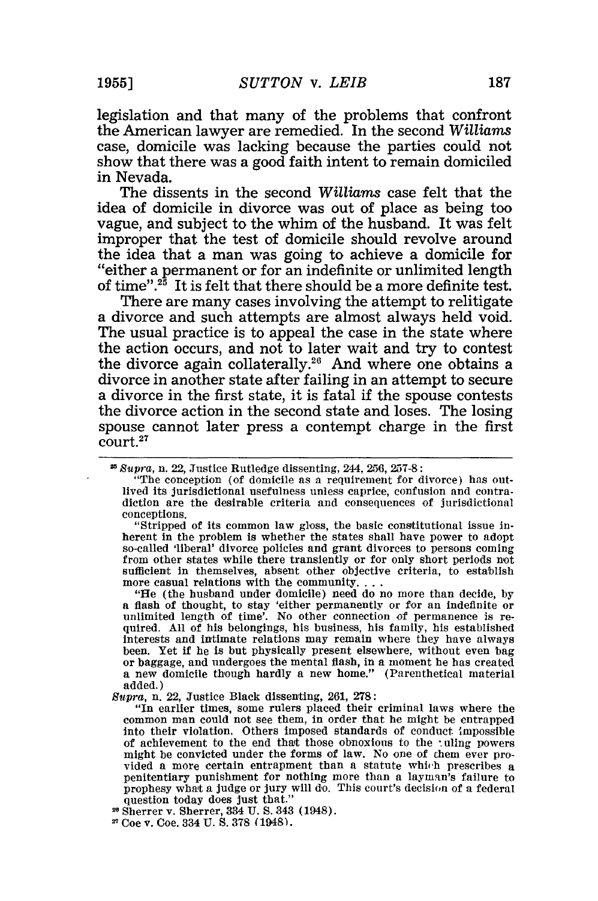legislation and that many of the problems that confront the American lawyer are remedied. In the second *Williams* case, domicile was lacking because the parties could not show that there was a good faith intent to remain domiciled in Nevada.

The dissents in the second *Williams* case felt that the idea of domicile in divorce was out of place as being too vague, and subject to the whim of the husband. It was felt improper that the test of domicile should revolve around the idea that a man was going to achieve a domicile for "either a permanent or for an indefinite or unlimited length of time".[25] It is felt that there should be a more definite test.

There are many cases involving the attempt to relitigate a divorce and such attempts are almost always held void. The usual practice is to appeal the case in the state where the action occurs, and not to later wait and try to contest the divorce again collaterally.[26] And where one obtains a divorce in another state after failing in an attempt to secure a divorce in the first state, it is fatal if the spouse contests the divorce action in the second state and loses. The losing spouse cannot later press a contempt charge in the first court.[27]

---

[25] *Supra*, n. 22, Justice Rutledge dissenting, 244, 256, 257-8:

"The conception (of domicile as a requirement for divorce) has outlived its jurisdictional usefulness unless caprice, confusion and contradiction are the desirable criteria and consequences of jurisdictional conceptions.

"Stripped of its common law gloss, the basic constitutional issue inherent in the problem is whether the states shall have power to adopt so-called 'liberal' divorce policies and grant divorces to persons coming from other states while there transiently or for only short periods not sufficient in themselves, absent other objective criteria, to establish more casual relations with the community. . . .

"He (the husband under domicile) need do no more than decide, by a flash of thought, to stay 'either permanently or for an indefinite or unlimited length of time'. No other connection of permanence is required. All of his belongings, his business, his family, his established interests and intimate relations may remain where they have always been. Yet if he is but physically present elsewhere, without even bag or baggage, and undergoes the mental flash, in a moment he has created a new domicile though hardly a new home." (Parenthetical material added.)

*Supra*, n. 22, Justice Black dissenting, 261, 278:

"In earlier times, some rulers placed their criminal laws where the common man could not see them, in order that he might be entrapped into their violation. Others imposed standards of conduct impossible of achievement to the end that those obnoxious to the ruling powers might be convicted under the forms of law. No one of them ever provided a more certain entrapment than a statute which prescribes a penitentiary punishment for nothing more than a layman's failure to prophesy what a judge or jury will do. This court's decision of a federal question today does just that."

[26] Sherrer v. Sherrer, 334 U. S. 343 (1948).

[27] Coe v. Coe, 334 U. S. 378 (1948).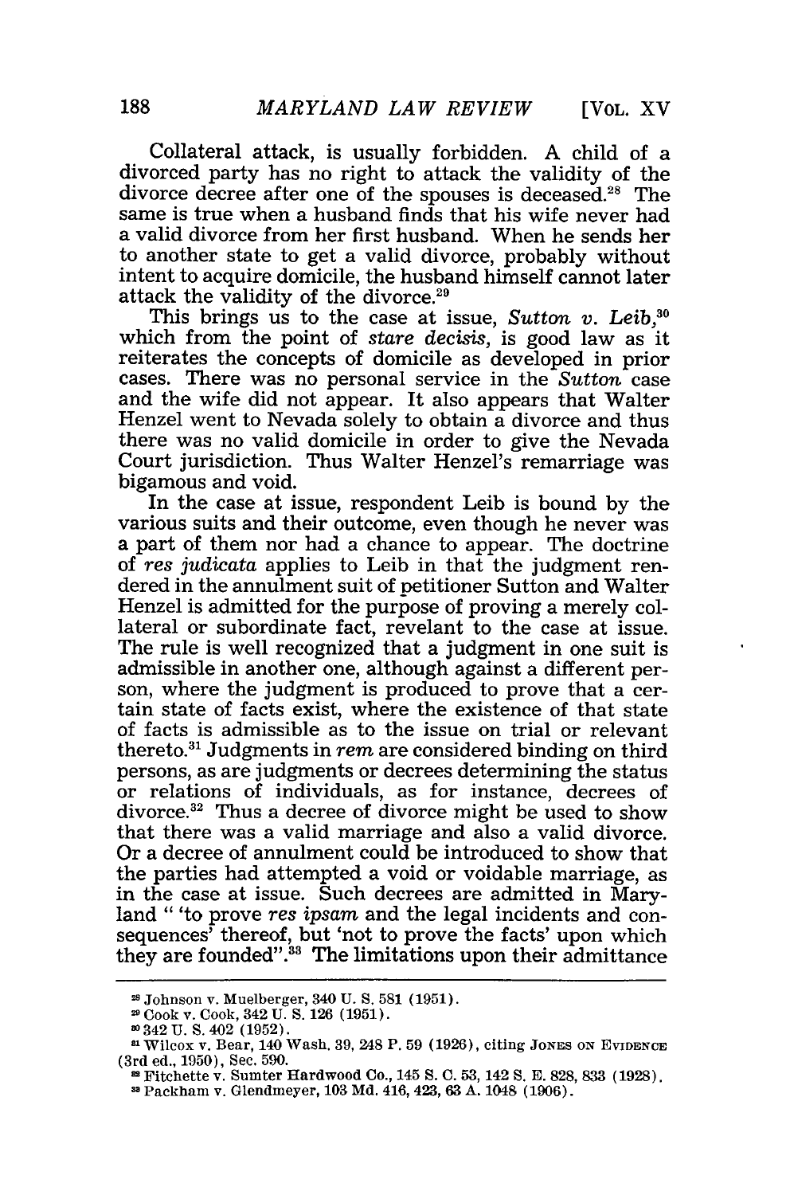Collateral attack, is usually forbidden. A child of a divorced party has no right to attack the validity of the divorce decree after one of the spouses is deceased.[28] The same is true when a husband finds that his wife never had a valid divorce from her first husband. When he sends her to another state to get a valid divorce, probably without intent to acquire domicile, the husband himself cannot later attack the validity of the divorce.[29]

This brings us to the case at issue, *Sutton v. Leib*,[30] which from the point of *stare decisis*, is good law as it reiterates the concepts of domicile as developed in prior cases. There was no personal service in the *Sutton* case and the wife did not appear. It also appears that Walter Henzel went to Nevada solely to obtain a divorce and thus there was no valid domicile in order to give the Nevada Court jurisdiction. Thus Walter Henzel's remarriage was bigamous and void.

In the case at issue, respondent Leib is bound by the various suits and their outcome, even though he never was a part of them nor had a chance to appear. The doctrine of *res judicata* applies to Leib in that the judgment rendered in the annulment suit of petitioner Sutton and Walter Henzel is admitted for the purpose of proving a merely collateral or subordinate fact, revelant to the case at issue. The rule is well recognized that a judgment in one suit is admissible in another one, although against a different person, where the judgment is produced to prove that a certain state of facts exist, where the existence of that state of facts is admissible as to the issue on trial or relevant thereto.[31] Judgments in *rem* are considered binding on third persons, as are judgments or decrees determining the status or relations of individuals, as for instance, decrees of divorce.[32] Thus a decree of divorce might be used to show that there was a valid marriage and also a valid divorce. Or a decree of annulment could be introduced to show that the parties had attempted a void or voidable marriage, as in the case at issue. Such decrees are admitted in Maryland " 'to prove *res ipsam* and the legal incidents and consequences' thereof, but 'not to prove the facts' upon which they are founded".[33] The limitations upon their admittance

---

[28] Johnson v. Muelberger, 340 U. S. 581 (1951).

[29] Cook v. Cook, 342 U. S. 126 (1951).

[30] 342 U. S. 402 (1952).

[31] Wilcox v. Bear, 140 Wash. 39, 248 P. 59 (1926), citing JONES ON EVIDENCE (3rd ed., 1950), Sec. 590.

[32] Fitchette v. Sumter Hardwood Co., 145 S. C. 53, 142 S. E. 828, 833 (1928).

[33] Packham v. Glendmeyer, 103 Md. 416, 423, 63 A. 1048 (1906).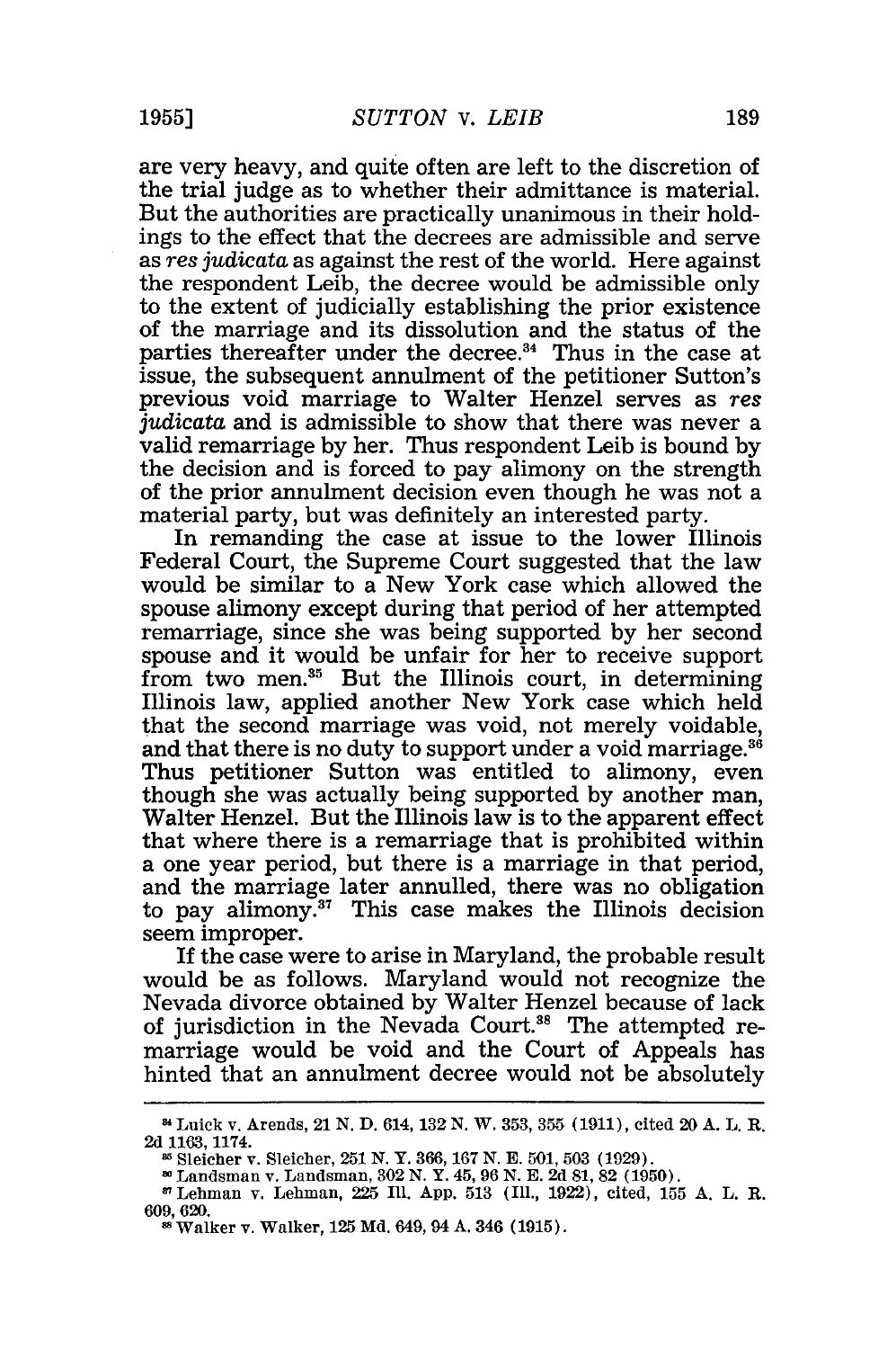are very heavy, and quite often are left to the discretion of the trial judge as to whether their admittance is material. But the authorities are practically unanimous in their holdings to the effect that the decrees are admissible and serve as *res judicata* as against the rest of the world. Here against the respondent Leib, the decree would be admissible only to the extent of judicially establishing the prior existence of the marriage and its dissolution and the status of the parties thereafter under the decree.[34] Thus in the case at issue, the subsequent annulment of the petitioner Sutton's previous void marriage to Walter Henzel serves as *res judicata* and is admissible to show that there was never a valid remarriage by her. Thus respondent Leib is bound by the decision and is forced to pay alimony on the strength of the prior annulment decision even though he was not a material party, but was definitely an interested party.

In remanding the case at issue to the lower Illinois Federal Court, the Supreme Court suggested that the law would be similar to a New York case which allowed the spouse alimony except during that period of her attempted remarriage, since she was being supported by her second spouse and it would be unfair for her to receive support from two men.[35] But the Illinois court, in determining Illinois law, applied another New York case which held that the second marriage was void, not merely voidable, and that there is no duty to support under a void marriage.[36] Thus petitioner Sutton was entitled to alimony, even though she was actually being supported by another man, Walter Henzel. But the Illinois law is to the apparent effect that where there is a remarriage that is prohibited within a one year period, but there is a marriage in that period, and the marriage later annulled, there was no obligation to pay alimony.[37] This case makes the Illinois decision seem improper.

If the case were to arise in Maryland, the probable result would be as follows. Maryland would not recognize the Nevada divorce obtained by Walter Henzel because of lack of jurisdiction in the Nevada Court.[38] The attempted remarriage would be void and the Court of Appeals has hinted that an annulment decree would not be absolutely

---

[34] Luick v. Arends, 21 N. D. 614, 132 N. W. 353, 355 (1911), cited 20 A. L. R. 2d 1163, 1174.

[35] Sleicher v. Sleicher, 251 N. Y. 366, 167 N. E. 501, 503 (1929).

[36] Landsman v. Landsman, 302 N. Y. 45, 96 N. E. 2d 81, 82 (1950).

[37] Lehman v. Lehman, 225 Ill. App. 513 (Ill., 1922), cited, 155 A. L. R. 609, 620.

[38] Walker v. Walker, 125 Md. 649, 94 A. 346 (1915).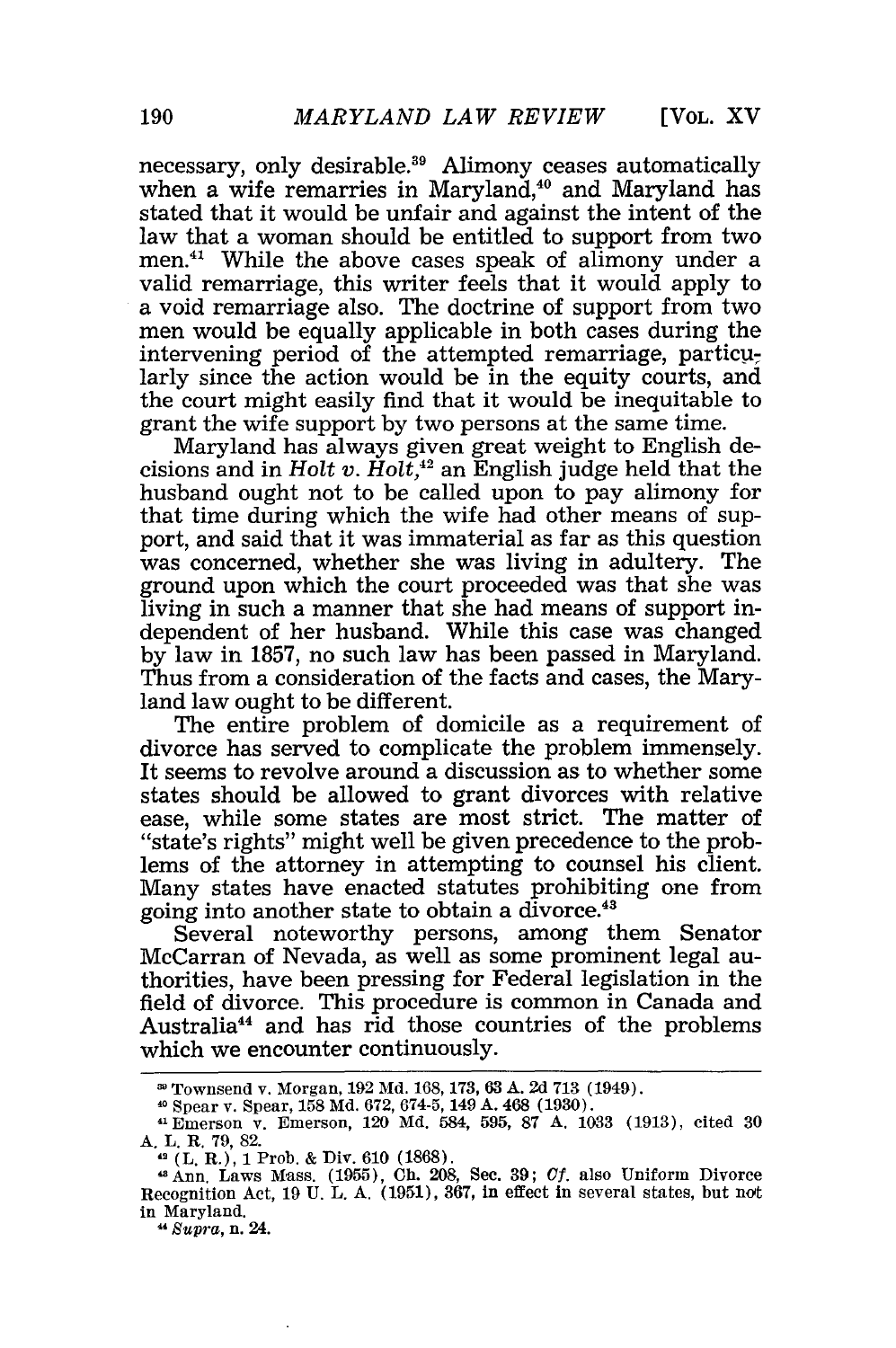necessary, only desirable.[39] Alimony ceases automatically when a wife remarries in Maryland,[40] and Maryland has stated that it would be unfair and against the intent of the law that a woman should be entitled to support from two men.[41] While the above cases speak of alimony under a valid remarriage, this writer feels that it would apply to a void remarriage also. The doctrine of support from two men would be equally applicable in both cases during the intervening period of the attempted remarriage, particularly since the action would be in the equity courts, and the court might easily find that it would be inequitable to grant the wife support by two persons at the same time.

Maryland has always given great weight to English decisions and in *Holt v. Holt*,[42] an English judge held that the husband ought not to be called upon to pay alimony for that time during which the wife had other means of support, and said that it was immaterial as far as this question was concerned, whether she was living in adultery. The ground upon which the court proceeded was that she was living in such a manner that she had means of support independent of her husband. While this case was changed by law in 1857, no such law has been passed in Maryland. Thus from a consideration of the facts and cases, the Maryland law ought to be different.

The entire problem of domicile as a requirement of divorce has served to complicate the problem immensely. It seems to revolve around a discussion as to whether some states should be allowed to grant divorces with relative ease, while some states are most strict. The matter of "state's rights" might well be given precedence to the problems of the attorney in attempting to counsel his client. Many states have enacted statutes prohibiting one from going into another state to obtain a divorce.[43]

Several noteworthy persons, among them Senator McCarran of Nevada, as well as some prominent legal authorities, have been pressing for Federal legislation in the field of divorce. This procedure is common in Canada and Australia[44] and has rid those countries of the problems which we encounter continuously.

---

[39] Townsend v. Morgan, 192 Md. 168, 173, 63 A. 2d 713 (1949).

[40] Spear v. Spear, 158 Md. 672, 674-5, 149 A. 468 (1930).

[41] Emerson v. Emerson, 120 Md. 584, 595, 87 A. 1033 (1913), cited 30 A. L. R. 79, 82.

[42] (L. R.), 1 Prob. & Div. 610 (1868).

[43] Ann. Laws Mass. (1955), Ch. 208, Sec. 39; *Cf.* also Uniform Divorce Recognition Act, 19 U. L. A. (1951), 367, in effect in several states, but not in Maryland.

[44] *Supra*, n. 24.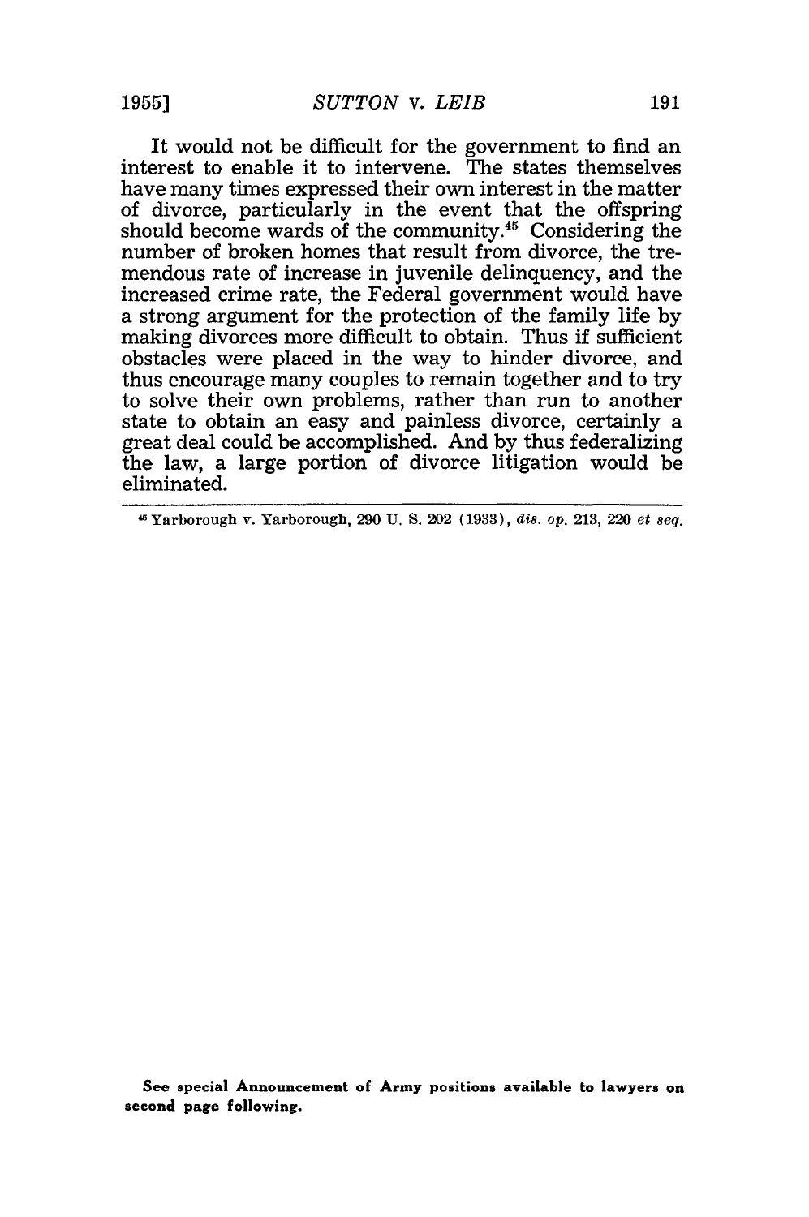It would not be difficult for the government to find an interest to enable it to intervene. The states themselves have many times expressed their own interest in the matter of divorce, particularly in the event that the offspring should become wards of the community.[45] Considering the number of broken homes that result from divorce, the tremendous rate of increase in juvenile delinquency, and the increased crime rate, the Federal government would have a strong argument for the protection of the family life by making divorces more difficult to obtain. Thus if sufficient obstacles were placed in the way to hinder divorce, and thus encourage many couples to remain together and to try to solve their own problems, rather than run to another state to obtain an easy and painless divorce, certainly a great deal could be accomplished. And by thus federalizing the law, a large portion of divorce litigation would be eliminated.

---

[45] Yarborough v. Yarborough, 290 U. S. 202 (1933), *dis. op.* 213, 220 *et seq.*

**See special Announcement of Army positions available to lawyers on second page following.**